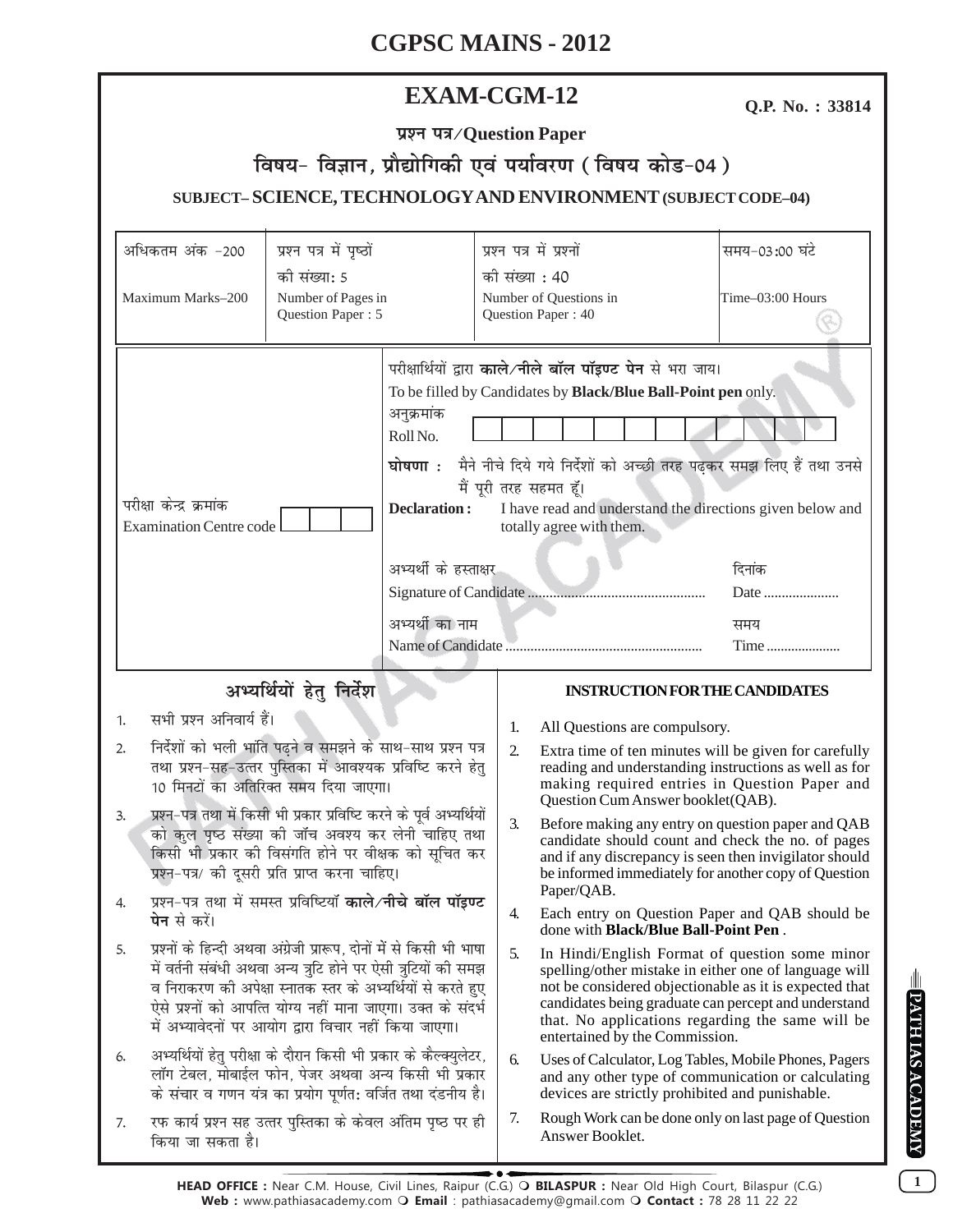# CGPSC MAINS - 2012

## EXAM-CGM-12

**Q.P. No. : 33814**

**प्रश्न पत्र/Question Paper**

**विषय- विज्ञान, प्रौद्योगिकी एवं पर्यावरण ( विषय कोड-04 )**

**SUBJECT– SCIENCE, TECHNOLOGY AND ENVIRONMENT (SUBJECT CODE–04)**

| अधिकतम अंक -200<br>Maximum Marks–200 | प्रश्न पत्र में पृष्ठों की संख्या: 5<br>Number of Pages in Question Paper : 5 | प्रश्न पत्र में प्रश्नों की संख्या : 40<br>Number of Questions in Question Paper : 40 | समय-03:00 घंटे<br>Time–03:00 Hours |
|---|---|---|---|

परीक्षार्थियों द्वारा **काले/नीले बॉल पॉइण्ट पेन** से भरा जाय।
To be filled by Candidates by **Black/Blue Ball-Point pen** only.

अनुक्रमांक
Roll No. ☐☐☐☐☐☐☐☐☐☐☐☐

परीक्षा केन्द्र क्रमांक
Examination Centre code ☐☐☐

**घोषणा :** मैने नीचे दिये गये निर्देशों को अच्छी तरह पढ़कर समझ लिए हैं तथा उनसे मैं पूरी तरह सहमत हूँ।

**Declaration :** I have read and understand the directions given below and totally agree with them.

अभ्यर्थी के हस्ताक्षर
Signature of Candidate ................................................ दिनांक Date ....................

अभ्यर्थी का नाम
Name of Candidate ...................................................... समय Time ....................

### अभ्यर्थियों हेतु निर्देश

1. सभी प्रश्न अनिवार्य हैं।
2. निर्देशों को भली भांति पढ़ने व समझने के साथ-साथ प्रश्न पत्र तथा प्रश्न-सह-उत्तर पुस्तिका में आवश्यक प्रविष्टि करने हेतु 10 मिनटों का अतिरिक्त समय दिया जाएगा।
3. प्रश्न-पत्र तथा में किसी भी प्रकार प्रविष्टि करने के पूर्व अभ्यर्थियों को कुल पृष्ठ संख्या की जॉच अवश्य कर लेनी चाहिए तथा किसी भी प्रकार की विसंगति होने पर वीक्षक को सूचित कर प्रश्न-पत्र/ की दूसरी प्रति प्राप्त करना चाहिए।
4. प्रश्न-पत्र तथा में समस्त प्रविष्टियाँ **काले/नीचे बॉल पॉइण्ट पेन** से करें।
5. प्रश्नों के हिन्दी अथवा अंग्रेजी प्रारूप, दोनों में से किसी भी भाषा में वर्तनी संबंधी अथवा अन्य त्रुटि होने पर ऐसी त्रुटियों की समझ व निराकरण की अपेक्षा स्नातक स्तर के अभ्यर्थियों से करते हुए ऐसे प्रश्नों को आपत्ति योग्य नहीं माना जाएगा। उक्त के संदर्भ में अभ्यावेदनों पर आयोग द्वारा विचार नहीं किया जाएगा।
6. अभ्यर्थियों हेतु परीक्षा के दौरान किसी भी प्रकार के कैल्क्युलेटर, लॉग टेबल, मोबाईल फोन, पेजर अथवा अन्य किसी भी प्रकार के संचार व गणन यंत्र का प्रयोग पूर्णतः वर्जित तथा दंडनीय है।
7. रफ कार्य प्रश्न सह उत्तर पुस्तिका के केवल अंतिम पृष्ठ पर ही किया जा सकता है।

### INSTRUCTION FOR THE CANDIDATES

1. All Questions are compulsory.
2. Extra time of ten minutes will be given for carefully reading and understanding instructions as well as for making required entries in Question Paper and Question Cum Answer booklet(QAB).
3. Before making any entry on question paper and QAB candidate should count and check the no. of pages and if any discrepancy is seen then invigilator should be informed immediately for another copy of Question Paper/QAB.
4. Each entry on Question Paper and QAB should be done with **Black/Blue Ball-Point Pen**.
5. In Hindi/English Format of question some minor spelling/other mistake in either one of language will not be considered objectionable as it is expected that candidates being graduate can percept and understand that. No applications regarding the same will be entertained by the Commission.
6. Uses of Calculator, Log Tables, Mobile Phones, Pagers and any other type of communication or calculating devices are strictly prohibited and punishable.
7. Rough Work can be done only on last page of Question Answer Booklet.

**HEAD OFFICE :** Near C.M. House, Civil Lines, Raipur (C.G.) **BILASPUR :** Near Old High Court, Bilaspur (C.G.)
**Web :** www.pathiasacademy.com **Email** : pathiasacademy@gmail.com **Contact :** 78 28 11 22 22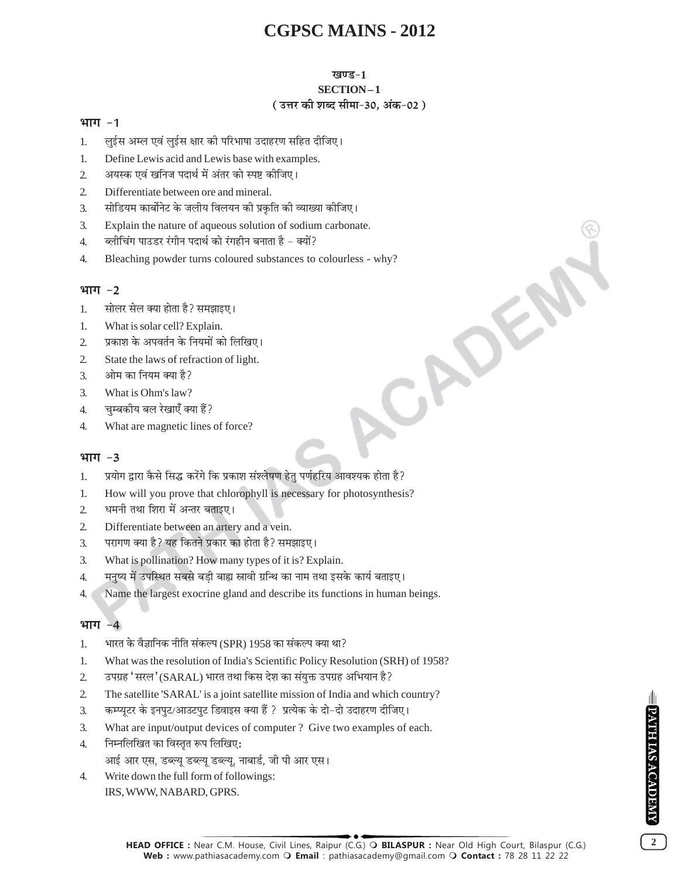# CGPSC MAINS - 2012

### खण्ड-1
### SECTION–1
### ( उत्तर की शब्द सीमा-30, अंक-02 )

## भाग -1

1. लुईस अम्ल एवं लुईस क्षार की परिभाषा उदाहरण सहित दीजिए।
1. Define Lewis acid and Lewis base with examples.
2. अयस्क एवं खनिज पदार्थ में अंतर को स्पष्ट कीजिए।
2. Differentiate between ore and mineral.
3. सोडियम कार्बोनेट के जलीय विलयन की प्रकृति की व्याख्या कीजिए।
3. Explain the nature of aqueous solution of sodium carbonate.
4. ब्लीचिंग पाउडर रंगीन पदार्थ को रंगहीन बनाता है - क्यों?
4. Bleaching powder turns coloured substances to colourless - why?

## भाग -2

1. सोलर सेल क्या होता है? समझाइए।
1. What is solar cell? Explain.
2. प्रकाश के अपवर्तन के नियमों को लिखिए।
2. State the laws of refraction of light.
3. ओम का नियम क्या है?
3. What is Ohm's law?
4. चुम्बकीय बल रेखाएँ क्या हैं?
4. What are magnetic lines of force?

## भाग -3

1. प्रयोग द्वारा कैसे सिद्ध करेंगे कि प्रकाश संश्लेषण हेतु पर्णहरिय आवश्यक होता है?
1. How will you prove that chlorophyll is necessary for photosynthesis?
2. धमनी तथा शिरा में अन्तर बताइए।
2. Differentiate between an artery and a vein.
3. परागण क्या है? यह कितने प्रकार का होता है? समझाइए।
3. What is pollination? How many types of it is? Explain.
4. मनुष्य में उपस्थित सबसे बड़ी बाह्य स्त्रावी ग्रन्थि का नाम तथा इसके कार्य बताइए।
4. Name the largest exocrine gland and describe its functions in human beings.

## भाग -4

1. भारत के वैज्ञानिक नीति संकल्प (SPR) 1958 का संकल्प क्या था?
1. What was the resolution of India's Scientific Policy Resolution (SRH) of 1958?
2. उपग्रह 'सरल' (SARAL) भारत तथा किस देश का संयुक्त उपग्रह अभियान है?
2. The satellite 'SARAL' is a joint satellite mission of India and which country?
3. कम्प्यूटर के इनपुट/आउटपुट डिवाइस क्या हैं ? प्रत्येक के दो-दो उदाहरण दीजिए।
3. What are input/output devices of computer ? Give two examples of each.
4. निम्नलिखित का विस्तृत रूप लिखिए:
   आई आर एस, डब्ल्यू डब्ल्यू डब्ल्यू, नाबार्ड, जी पी आर एस।
4. Write down the full form of followings:
   IRS, WWW, NABARD, GPRS.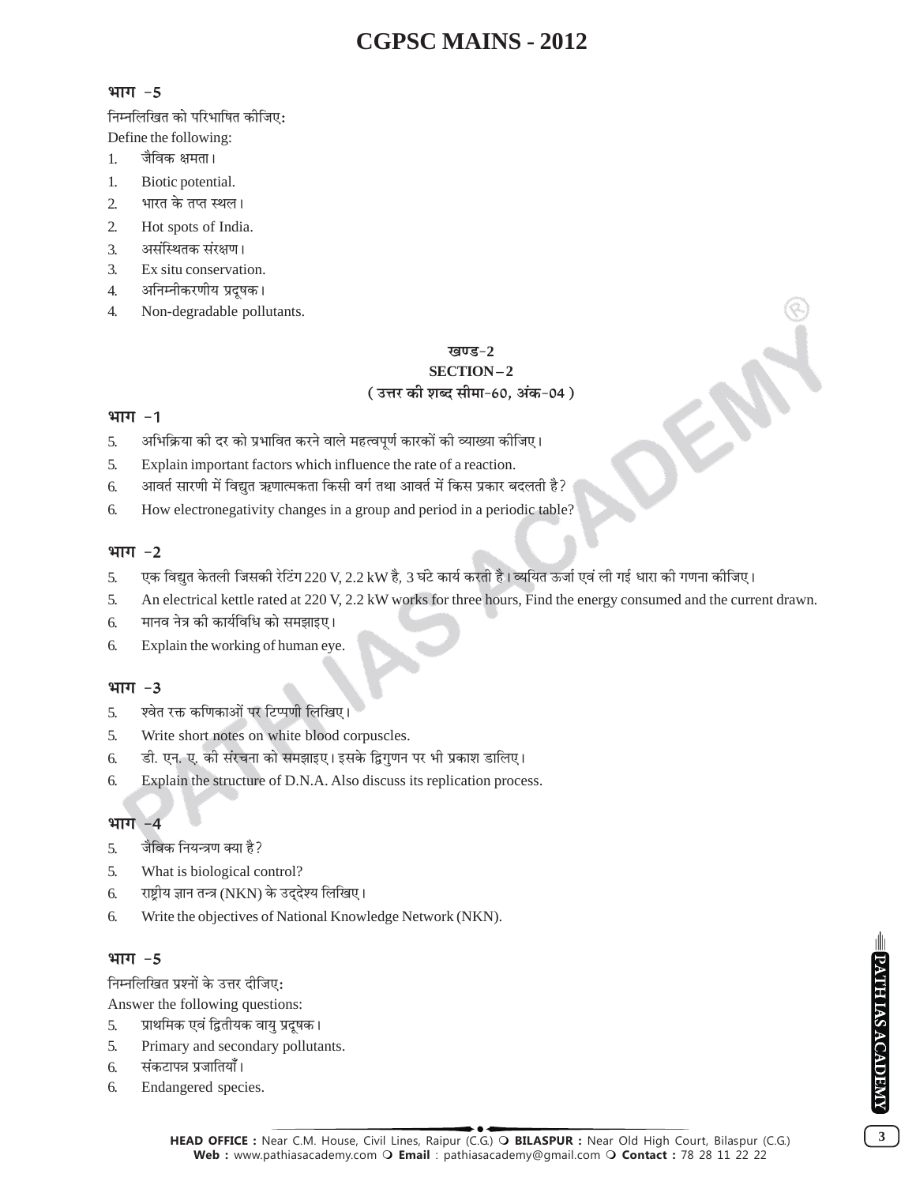### भाग -5

निम्नलिखित को परिभाषित कीजिए:

Define the following:

1. जैविक क्षमता।
1. Biotic potential.
2. भारत के तप्त स्थल।
2. Hot spots of India.
3. असंस्थितक संरक्षण।
3. Ex situ conservation.
4. अनिम्नीकरणीय प्रदूषक।
4. Non-degradable pollutants.

## खण्ड-2

## SECTION – 2

### (उत्तर की शब्द सीमा-60, अंक-04)

### भाग -1

5. अभिक्रिया की दर को प्रभावित करने वाले महत्वपूर्ण कारकों की व्याख्या कीजिए।
5. Explain important factors which influence the rate of a reaction.
6. आवर्त सारणी में विद्युत ऋणात्मकता किसी वर्ग तथा आवर्त में किस प्रकार बदलती है?
6. How electronegativity changes in a group and period in a periodic table?

### भाग -2

5. एक विद्युत केतली जिसकी रेटिंग 220 V, 2.2 kW है, 3 घंटे कार्य करती है। व्ययित ऊर्जा एवं ली गई धारा की गणना कीजिए।
5. An electrical kettle rated at 220 V, 2.2 kW works for three hours, Find the energy consumed and the current drawn.
6. मानव नेत्र की कार्यविधि को समझाइए।
6. Explain the working of human eye.

### भाग -3

5. श्वेत रक्त कणिकाओं पर टिप्पणी लिखिए।
5. Write short notes on white blood corpuscles.
6. डी. एन. ए. की संरचना को समझाइए। इसके द्विगुणन पर भी प्रकाश डालिए।
6. Explain the structure of D.N.A. Also discuss its replication process.

### भाग -4

5. जैविक नियन्त्रण क्या है?
5. What is biological control?
6. राष्ट्रीय ज्ञान तन्त्र (NKN) के उद्देश्य लिखिए।
6. Write the objectives of National Knowledge Network (NKN).

### भाग -5

निम्नलिखित प्रश्नों के उत्तर दीजिए:

Answer the following questions:

5. प्राथमिक एवं द्वितीयक वायु प्रदूषक।
5. Primary and secondary pollutants.
6. संकटापन्न प्रजातियाँ।
6. Endangered species.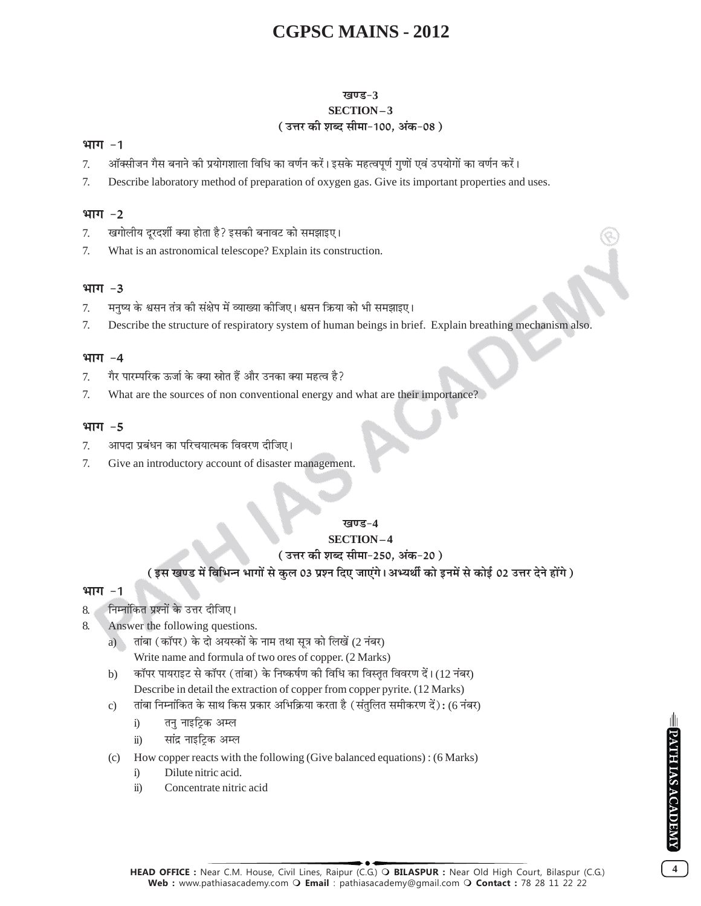### खण्ड-3

### SECTION – 3

**( उत्तर की शब्द सीमा-100, अंक-08 )**

**भाग -1**

7. ऑक्सीजन गैस बनाने की प्रयोगशाला विधि का वर्णन करें। इसके महत्वपूर्ण गुणों एवं उपयोगों का वर्णन करें।
7. Describe laboratory method of preparation of oxygen gas. Give its important properties and uses.

**भाग -2**

7. खगोलीय दूरदर्शी क्या होता है? इसकी बनावट को समझाइए।
7. What is an astronomical telescope? Explain its construction.

**भाग -3**

7. मनुष्य के श्वसन तंत्र की संक्षेप में व्याख्या कीजिए। श्वसन क्रिया को भी समझाइए।
7. Describe the structure of respiratory system of human beings in brief. Explain breathing mechanism also.

**भाग -4**

7. गैर पारम्परिक ऊर्जा के क्या स्रोत हैं और उनका क्या महत्व है?
7. What are the sources of non conventional energy and what are their importance?

**भाग -5**

7. आपदा प्रबंधन का परिचयात्मक विवरण दीजिए।
7. Give an introductory account of disaster management.

### खण्ड-4

### SECTION – 4

**( उत्तर की शब्द सीमा-250, अंक-20 )**

**( इस खण्ड में विभिन्न भागों से कुल 03 प्रश्न दिए जाएंगे। अभ्यर्थी को इनमें से कोई 02 उत्तर देने होंगे )**

**भाग -1**

8. निम्नांकित प्रश्नों के उत्तर दीजिए।
8. Answer the following questions.
   a) तांबा (कॉपर) के दो अयस्कों के नाम तथा सूत्र को लिखें (2 नंबर)
      Write name and formula of two ores of copper. (2 Marks)
   b) कॉपर पायराइट से कॉपर (तांबा) के निष्कर्षण की विधि का विस्तृत विवरण दें। (12 नंबर)
      Describe in detail the extraction of copper from copper pyrite. (12 Marks)
   c) तांबा निम्नांकित के साथ किस प्रकार अभिक्रिया करता है (संतुलित समीकरण दें) : (6 नंबर)
      i) तनु नाइट्रिक अम्ल
      ii) सांद्र नाइट्रिक अम्ल

   (c) How copper reacts with the following (Give balanced equations) : (6 Marks)
      i) Dilute nitric acid.
      ii) Concentrate nitric acid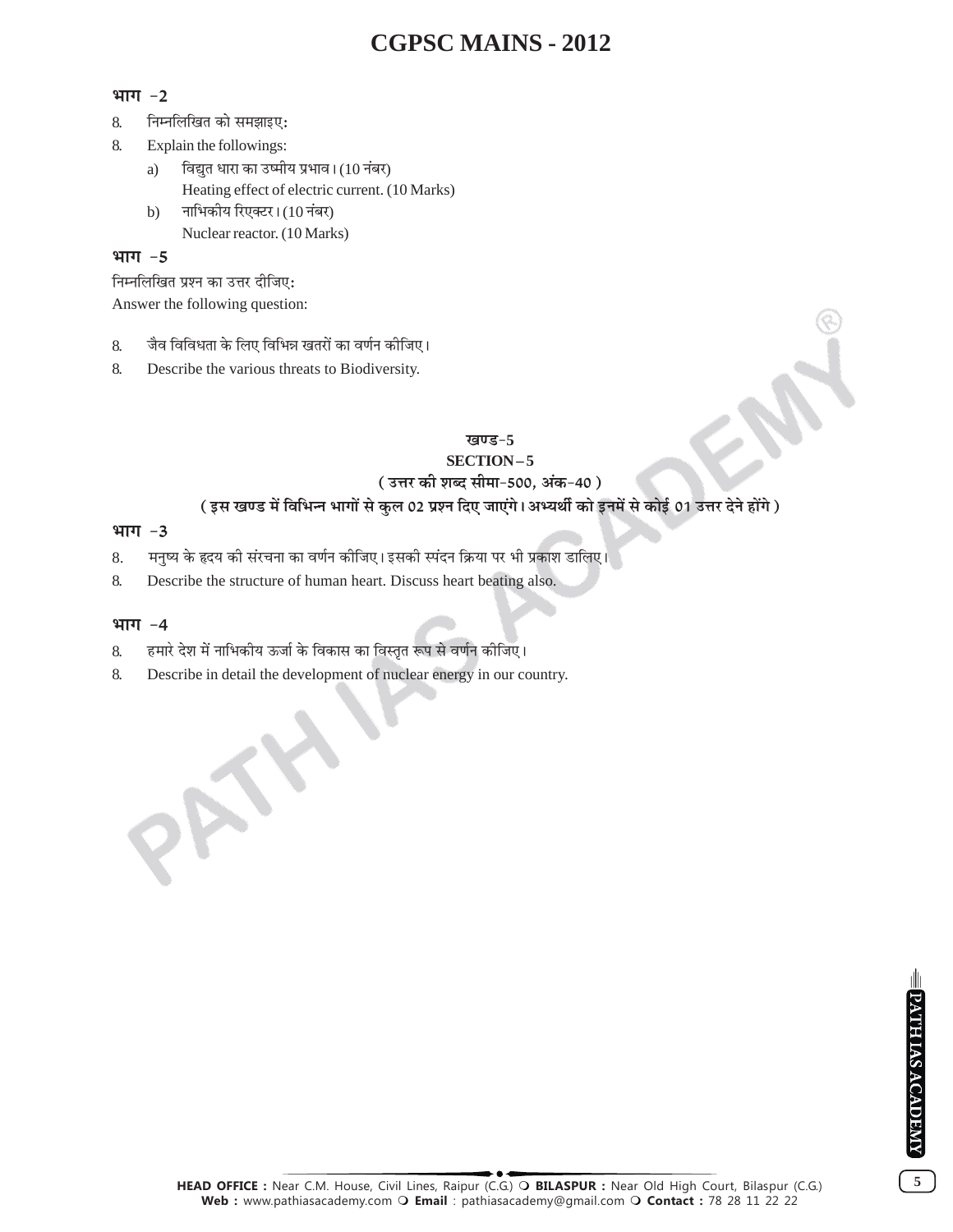**भाग -2**

8. निम्नलिखित को समझाइए:

8. Explain the followings:

   a) विद्युत धारा का उष्मीय प्रभाव। (10 नंबर)
      Heating effect of electric current. (10 Marks)

   b) नाभिकीय रिएक्टर। (10 नंबर)
      Nuclear reactor. (10 Marks)

**भाग -5**

निम्नलिखित प्रश्न का उत्तर दीजिए:

Answer the following question:

8. जैव विविधता के लिए विभिन्न खतरों का वर्णन कीजिए।

8. Describe the various threats to Biodiversity.

## खण्ड-5

## SECTION – 5

**( उत्तर की शब्द सीमा-500, अंक-40 )**

**( इस खण्ड में विभिन्न भागों से कुल 02 प्रश्न दिए जाएंगे। अभ्यर्थी को इनमें से कोई 01 उत्तर देने होंगे )**

**भाग -3**

8. मनुष्य के हृदय की संरचना का वर्णन कीजिए। इसकी स्पंदन क्रिया पर भी प्रकाश डालिए।

8. Describe the structure of human heart. Discuss heart beating also.

**भाग -4**

8. हमारे देश में नाभिकीय ऊर्जा के विकास का विस्तृत रूप से वर्णन कीजिए।

8. Describe in detail the development of nuclear energy in our country.